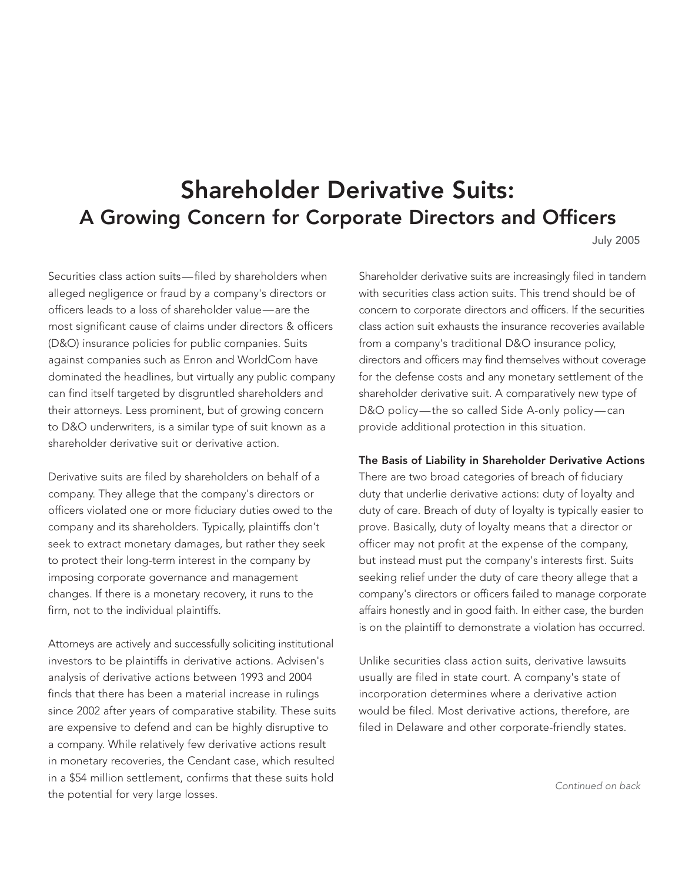# Shareholder Derivative Suits:
## A Growing Concern for Corporate Directors and Officers

July 2005

Securities class action suits—filed by shareholders when alleged negligence or fraud by a company's directors or officers leads to a loss of shareholder value—are the most significant cause of claims under directors & officers (D&O) insurance policies for public companies. Suits against companies such as Enron and WorldCom have dominated the headlines, but virtually any public company can find itself targeted by disgruntled shareholders and their attorneys. Less prominent, but of growing concern to D&O underwriters, is a similar type of suit known as a shareholder derivative suit or derivative action.

Derivative suits are filed by shareholders on behalf of a company. They allege that the company's directors or officers violated one or more fiduciary duties owed to the company and its shareholders. Typically, plaintiffs don't seek to extract monetary damages, but rather they seek to protect their long-term interest in the company by imposing corporate governance and management changes. If there is a monetary recovery, it runs to the firm, not to the individual plaintiffs.

Attorneys are actively and successfully soliciting institutional investors to be plaintiffs in derivative actions. Advisen's analysis of derivative actions between 1993 and 2004 finds that there has been a material increase in rulings since 2002 after years of comparative stability. These suits are expensive to defend and can be highly disruptive to a company. While relatively few derivative actions result in monetary recoveries, the Cendant case, which resulted in a $54 million settlement, confirms that these suits hold the potential for very large losses.

Shareholder derivative suits are increasingly filed in tandem with securities class action suits. This trend should be of concern to corporate directors and officers. If the securities class action suit exhausts the insurance recoveries available from a company's traditional D&O insurance policy, directors and officers may find themselves without coverage for the defense costs and any monetary settlement of the shareholder derivative suit. A comparatively new type of D&O policy—the so called Side A-only policy—can provide additional protection in this situation.

**The Basis of Liability in Shareholder Derivative Actions**

There are two broad categories of breach of fiduciary duty that underlie derivative actions: duty of loyalty and duty of care. Breach of duty of loyalty is typically easier to prove. Basically, duty of loyalty means that a director or officer may not profit at the expense of the company, but instead must put the company's interests first. Suits seeking relief under the duty of care theory allege that a company's directors or officers failed to manage corporate affairs honestly and in good faith. In either case, the burden is on the plaintiff to demonstrate a violation has occurred.

Unlike securities class action suits, derivative lawsuits usually are filed in state court. A company's state of incorporation determines where a derivative action would be filed. Most derivative actions, therefore, are filed in Delaware and other corporate-friendly states.

*Continued on back*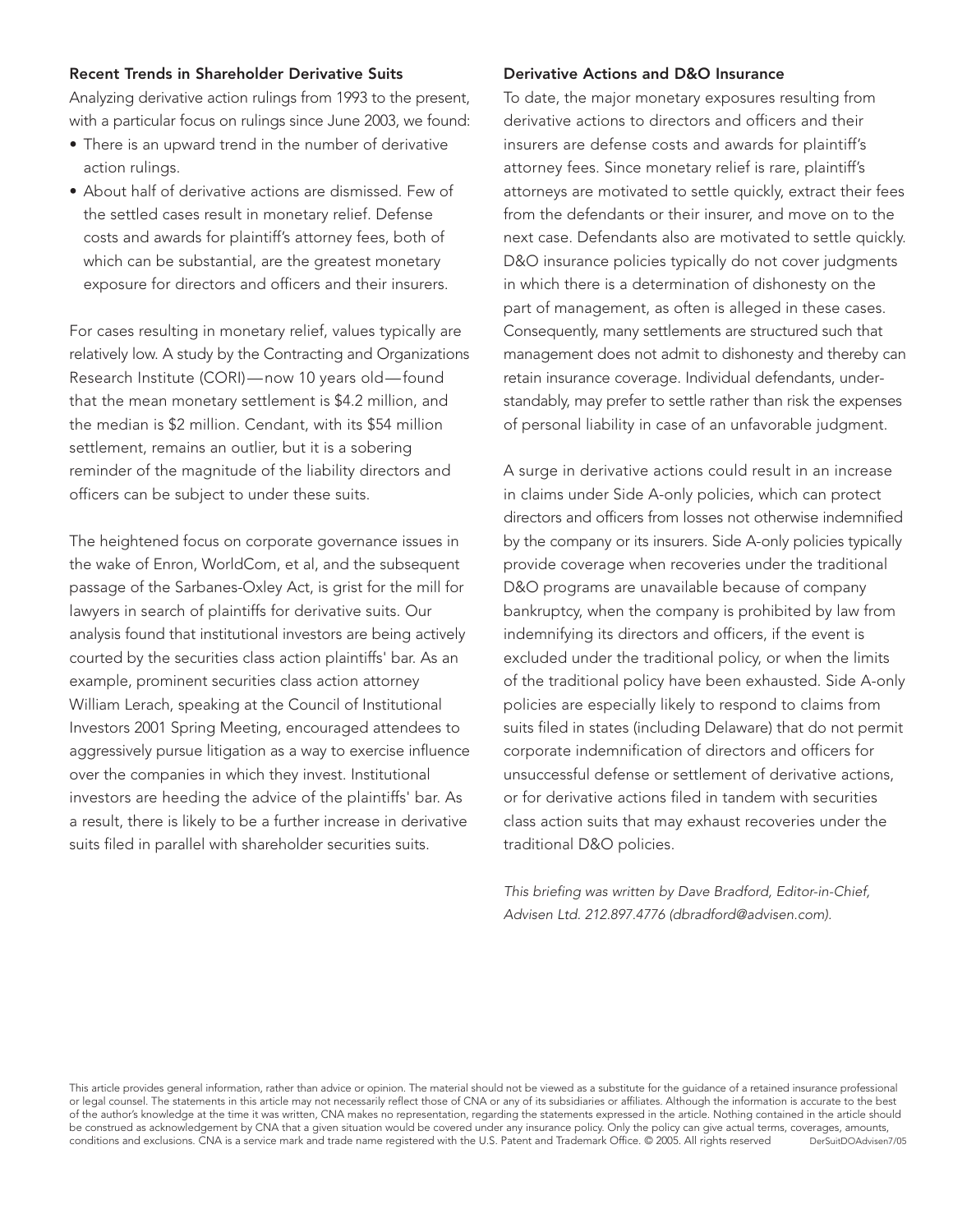**Recent Trends in Shareholder Derivative Suits**

Analyzing derivative action rulings from 1993 to the present, with a particular focus on rulings since June 2003, we found:

- There is an upward trend in the number of derivative action rulings.
- About half of derivative actions are dismissed. Few of the settled cases result in monetary relief. Defense costs and awards for plaintiff's attorney fees, both of which can be substantial, are the greatest monetary exposure for directors and officers and their insurers.

For cases resulting in monetary relief, values typically are relatively low. A study by the Contracting and Organizations Research Institute (CORI)—now 10 years old—found that the mean monetary settlement is $4.2 million, and the median is $2 million. Cendant, with its $54 million settlement, remains an outlier, but it is a sobering reminder of the magnitude of the liability directors and officers can be subject to under these suits.

The heightened focus on corporate governance issues in the wake of Enron, WorldCom, et al, and the subsequent passage of the Sarbanes-Oxley Act, is grist for the mill for lawyers in search of plaintiffs for derivative suits. Our analysis found that institutional investors are being actively courted by the securities class action plaintiffs' bar. As an example, prominent securities class action attorney William Lerach, speaking at the Council of Institutional Investors 2001 Spring Meeting, encouraged attendees to aggressively pursue litigation as a way to exercise influence over the companies in which they invest. Institutional investors are heeding the advice of the plaintiffs' bar. As a result, there is likely to be a further increase in derivative suits filed in parallel with shareholder securities suits.

**Derivative Actions and D&O Insurance**

To date, the major monetary exposures resulting from derivative actions to directors and officers and their insurers are defense costs and awards for plaintiff's attorney fees. Since monetary relief is rare, plaintiff's attorneys are motivated to settle quickly, extract their fees from the defendants or their insurer, and move on to the next case. Defendants also are motivated to settle quickly. D&O insurance policies typically do not cover judgments in which there is a determination of dishonesty on the part of management, as often is alleged in these cases. Consequently, many settlements are structured such that management does not admit to dishonesty and thereby can retain insurance coverage. Individual defendants, understandably, may prefer to settle rather than risk the expenses of personal liability in case of an unfavorable judgment.

A surge in derivative actions could result in an increase in claims under Side A-only policies, which can protect directors and officers from losses not otherwise indemnified by the company or its insurers. Side A-only policies typically provide coverage when recoveries under the traditional D&O programs are unavailable because of company bankruptcy, when the company is prohibited by law from indemnifying its directors and officers, if the event is excluded under the traditional policy, or when the limits of the traditional policy have been exhausted. Side A-only policies are especially likely to respond to claims from suits filed in states (including Delaware) that do not permit corporate indemnification of directors and officers for unsuccessful defense or settlement of derivative actions, or for derivative actions filed in tandem with securities class action suits that may exhaust recoveries under the traditional D&O policies.

*This briefing was written by Dave Bradford, Editor-in-Chief, Advisen Ltd. 212.897.4776 (dbradford@advisen.com).*

This article provides general information, rather than advice or opinion. The material should not be viewed as a substitute for the guidance of a retained insurance professional or legal counsel. The statements in this article may not necessarily reflect those of CNA or any of its subsidiaries or affiliates. Although the information is accurate to the best of the author's knowledge at the time it was written, CNA makes no representation, regarding the statements expressed in the article. Nothing contained in the article should be construed as acknowledgement by CNA that a given situation would be covered under any insurance policy. Only the policy can give actual terms, coverages, amounts, conditions and exclusions. CNA is a service mark and trade name registered with the U.S. Patent and Trademark Office. © 2005. All rights reserved DerSuitDOAdvisen7/05